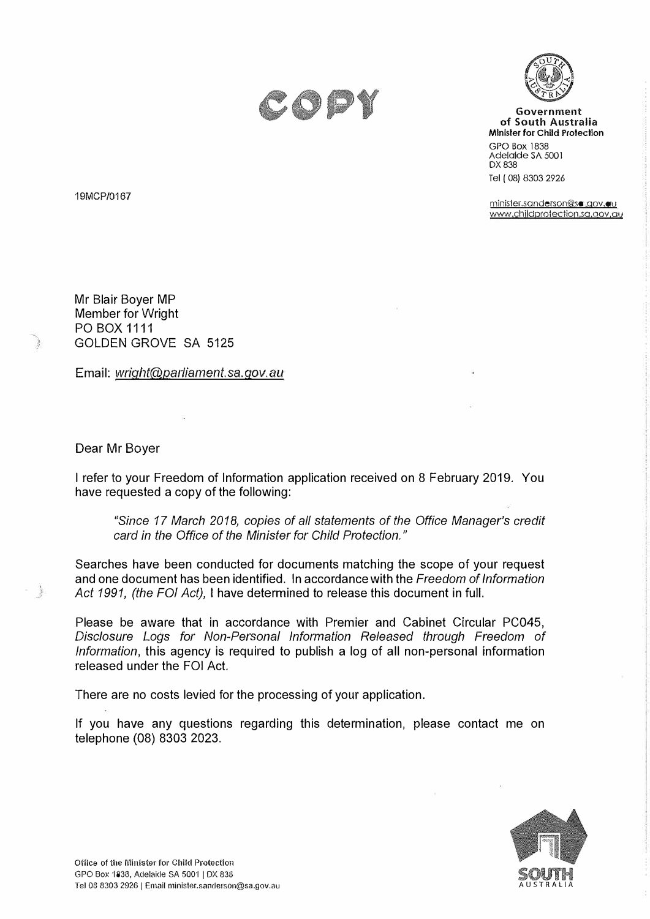COPY

**Government of South Australia**
**Minister for Child Protection**

GPO Box 1838
Adelaide SA 5001
DX 838
Tel (08) 8303 2926

minister.sanderson@sa.gov.au
www.childprotection.sa.gov.au

19MCP/0167

Mr Blair Boyer MP
Member for Wright
PO BOX 1111
GOLDEN GROVE SA 5125

Email: *wright@parliament.sa.gov.au*

Dear Mr Boyer

I refer to your Freedom of Information application received on 8 February 2019. You have requested a copy of the following:

> *"Since 17 March 2018, copies of all statements of the Office Manager's credit card in the Office of the Minister for Child Protection."*

Searches have been conducted for documents matching the scope of your request and one document has been identified. In accordance with the *Freedom of Information Act 1991, (the FOI Act),* I have determined to release this document in full.

Please be aware that in accordance with Premier and Cabinet Circular PC045, *Disclosure Logs for Non-Personal Information Released through Freedom of Information*, this agency is required to publish a log of all non-personal information released under the FOI Act.

There are no costs levied for the processing of your application.

If you have any questions regarding this determination, please contact me on telephone (08) 8303 2023.

Office of the Minister for Child Protection
GPO Box 1838, Adelaide SA 5001 | DX 838
Tel 08 8303 2926 | Email minister.sanderson@sa.gov.au

SOUTH AUSTRALIA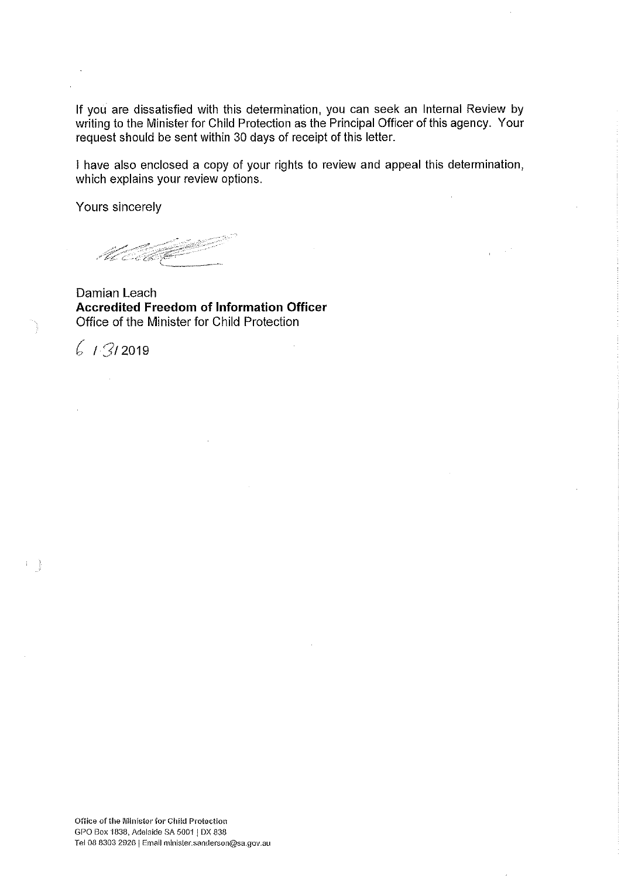If you are dissatisfied with this determination, you can seek an Internal Review by writing to the Minister for Child Protection as the Principal Officer of this agency. Your request should be sent within 30 days of receipt of this letter.

I have also enclosed a copy of your rights to review and appeal this determination, which explains your review options.

Yours sincerely

Damian Leach
**Accredited Freedom of Information Officer**
Office of the Minister for Child Protection

6 / 3/ 2019

Office of the Minister for Child Protection
GPO Box 1838, Adelaide SA 5001 | DX 838
Tel 08 8303 2926 | Email minister.sanderson@sa.gov.au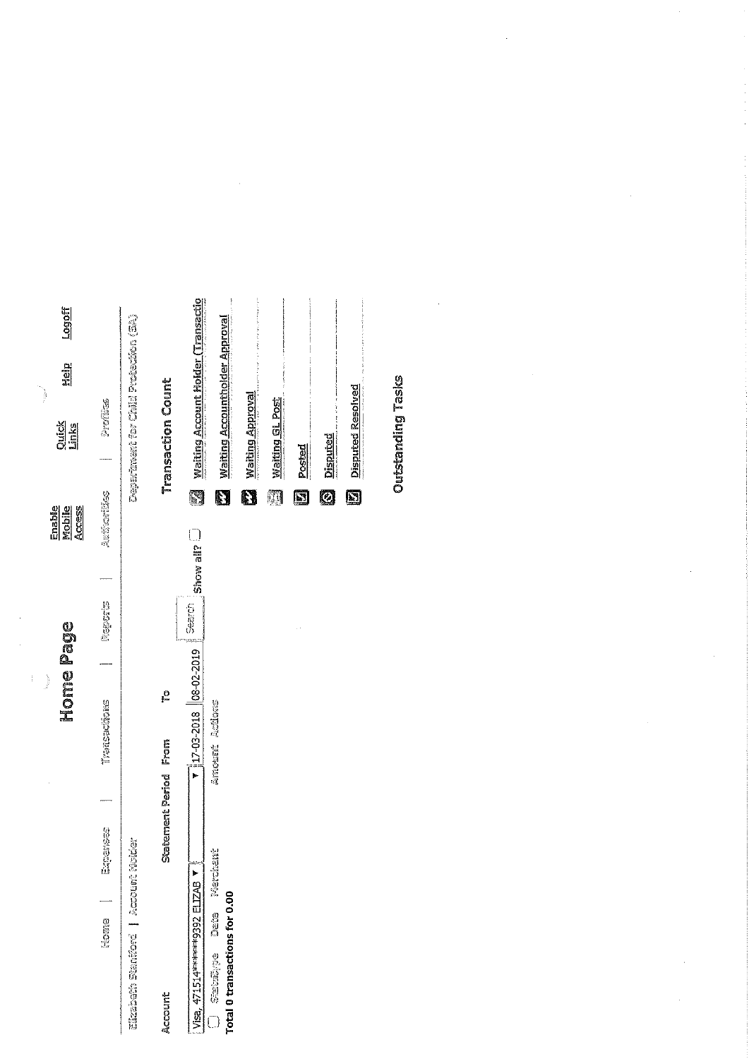# Home Page

Home | Expenses | Transactions | Reports | Authorities | Profiles

Enable Mobile Access | Quick Links | Help | Logoff

Elizabeth Stanford | Account Holder

Department for Child Protection (SA)

Account | Statement Period | From | To

Visa, 471514******9392 ELIZAB | 17-03-2018 | 08-02-2019 | Search | Show all?

Status/Type | Date | Merchant | Amount | Actions

**Total 0 transactions for 0.00**

## Transaction Count

- Waiting Account Holder (Transactio
- Waiting Accountholder Approval
- Waiting Approval
- Waiting GL Post
- Posted
- Disputed
- Disputed Resolved

## Outstanding Tasks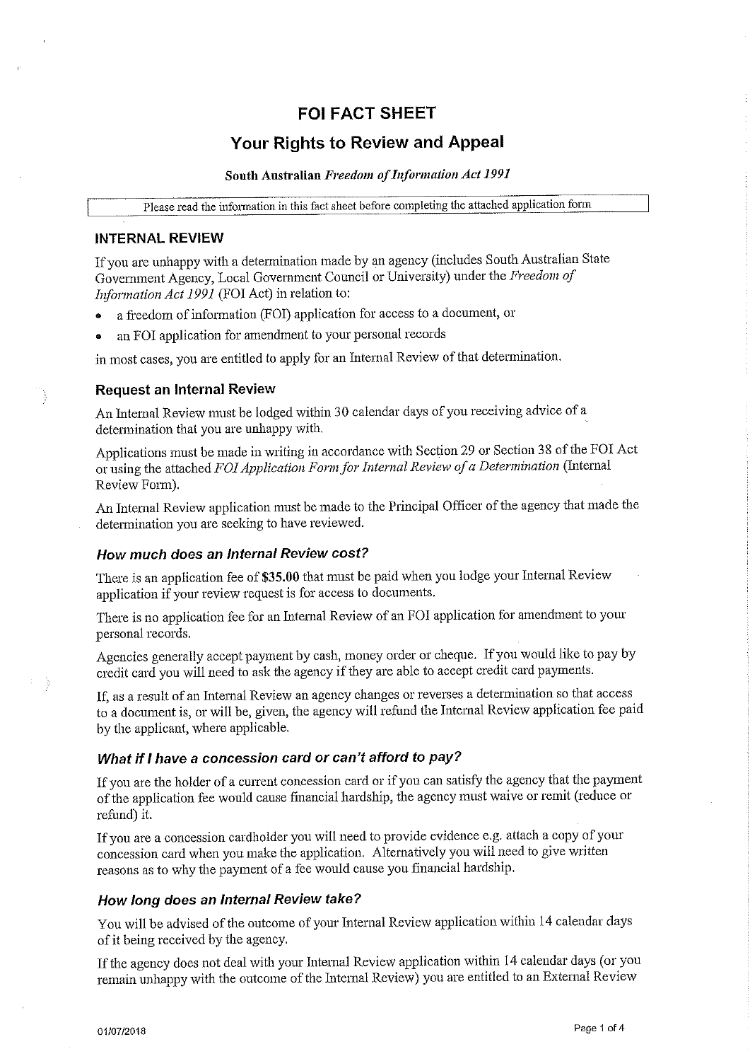# FOI FACT SHEET

## Your Rights to Review and Appeal

**South Australian *Freedom of Information Act 1991***

Please read the information in this fact sheet before completing the attached application form

## INTERNAL REVIEW

If you are unhappy with a determination made by an agency (includes South Australian State Government Agency, Local Government Council or University) under the *Freedom of Information Act 1991* (FOI Act) in relation to:

- a freedom of information (FOI) application for access to a document, or
- an FOI application for amendment to your personal records

in most cases, you are entitled to apply for an Internal Review of that determination.

### Request an Internal Review

An Internal Review must be lodged within 30 calendar days of you receiving advice of a determination that you are unhappy with.

Applications must be made in writing in accordance with Section 29 or Section 38 of the FOI Act or using the attached *FOI Application Form for Internal Review of a Determination* (Internal Review Form).

An Internal Review application must be made to the Principal Officer of the agency that made the determination you are seeking to have reviewed.

### *How much does an Internal Review cost?*

There is an application fee of **$35.00** that must be paid when you lodge your Internal Review application if your review request is for access to documents.

There is no application fee for an Internal Review of an FOI application for amendment to your personal records.

Agencies generally accept payment by cash, money order or cheque. If you would like to pay by credit card you will need to ask the agency if they are able to accept credit card payments.

If, as a result of an Internal Review an agency changes or reverses a determination so that access to a document is, or will be, given, the agency will refund the Internal Review application fee paid by the applicant, where applicable.

### *What if I have a concession card or can't afford to pay?*

If you are the holder of a current concession card or if you can satisfy the agency that the payment of the application fee would cause financial hardship, the agency must waive or remit (reduce or refund) it.

If you are a concession cardholder you will need to provide evidence e.g. attach a copy of your concession card when you make the application. Alternatively you will need to give written reasons as to why the payment of a fee would cause you financial hardship.

### *How long does an Internal Review take?*

You will be advised of the outcome of your Internal Review application within 14 calendar days of it being received by the agency.

If the agency does not deal with your Internal Review application within 14 calendar days (or you remain unhappy with the outcome of the Internal Review) you are entitled to an External Review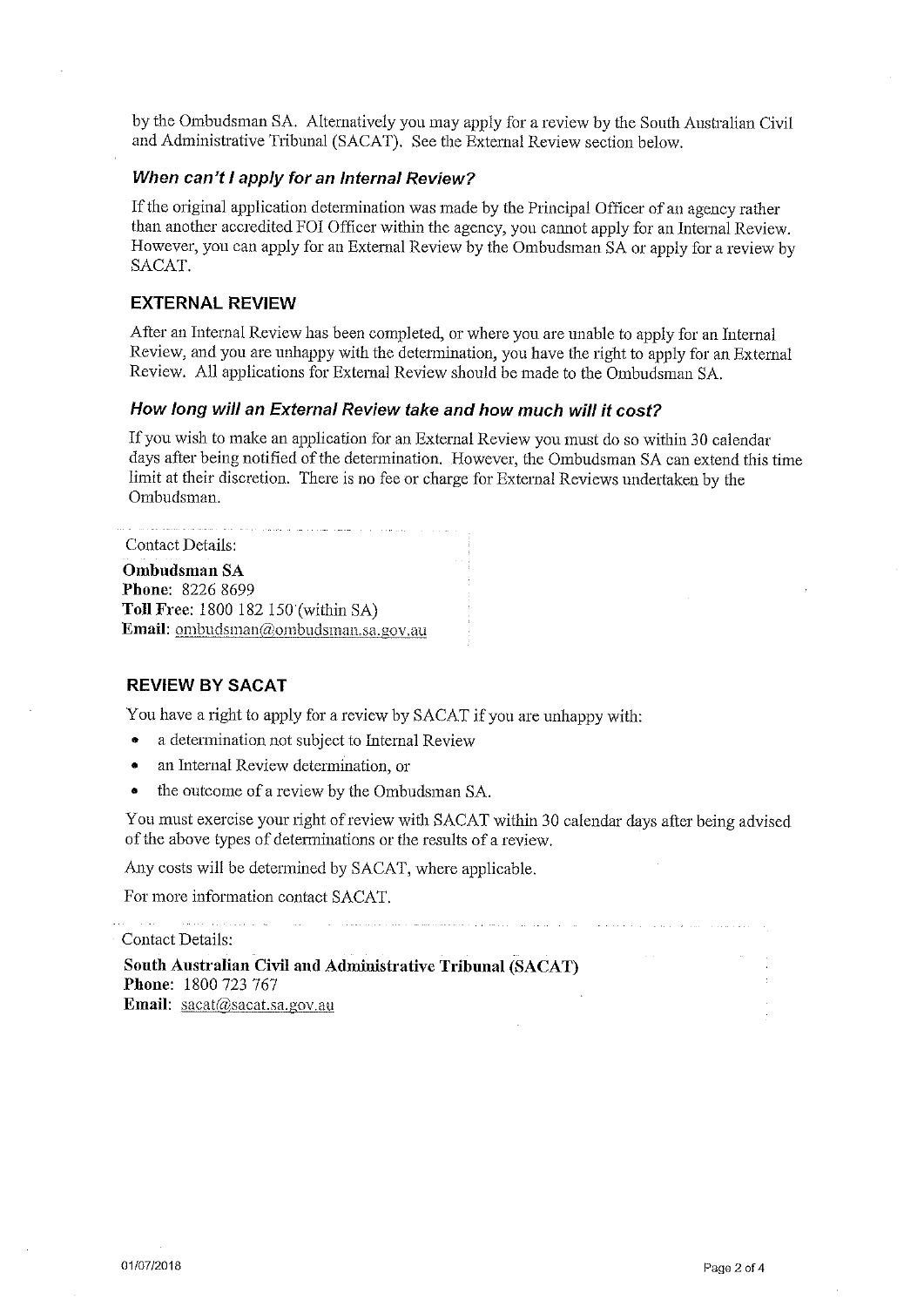by the Ombudsman SA. Alternatively you may apply for a review by the South Australian Civil and Administrative Tribunal (SACAT). See the External Review section below.

### *When can't I apply for an Internal Review?*

If the original application determination was made by the Principal Officer of an agency rather than another accredited FOI Officer within the agency, you cannot apply for an Internal Review. However, you can apply for an External Review by the Ombudsman SA or apply for a review by SACAT.

## EXTERNAL REVIEW

After an Internal Review has been completed, or where you are unable to apply for an Internal Review, and you are unhappy with the determination, you have the right to apply for an External Review. All applications for External Review should be made to the Ombudsman SA.

### *How long will an External Review take and how much will it cost?*

If you wish to make an application for an External Review you must do so within 30 calendar days after being notified of the determination. However, the Ombudsman SA can extend this time limit at their discretion. There is no fee or charge for External Reviews undertaken by the Ombudsman.

Contact Details:

**Ombudsman SA**
**Phone**: 8226 8699
**Toll Free**: 1800 182 150 (within SA)
**Email**: ombudsman@ombudsman.sa.gov.au

## REVIEW BY SACAT

You have a right to apply for a review by SACAT if you are unhappy with:

- a determination not subject to Internal Review
- an Internal Review determination, or
- the outcome of a review by the Ombudsman SA.

You must exercise your right of review with SACAT within 30 calendar days after being advised of the above types of determinations or the results of a review.

Any costs will be determined by SACAT, where applicable.

For more information contact SACAT.

Contact Details:

**South Australian Civil and Administrative Tribunal (SACAT)**
**Phone**: 1800 723 767
**Email**: sacat@sacat.sa.gov.au

01/07/2018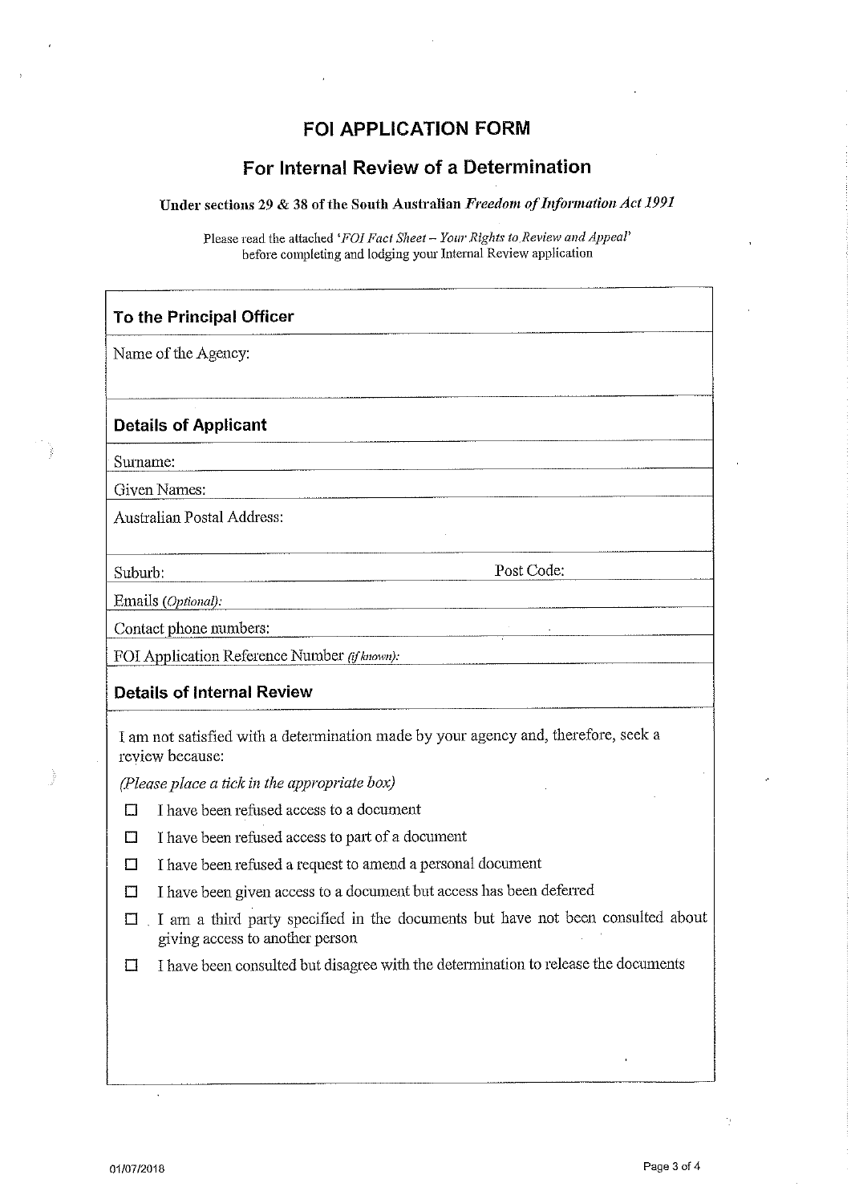# FOI APPLICATION FORM

## For Internal Review of a Determination

**Under sections 29 & 38 of the South Australian *Freedom of Information Act 1991***

Please read the attached '*FOI Fact Sheet – Your Rights to Review and Appeal*' before completing and lodging your Internal Review application

### To the Principal Officer

Name of the Agency:

### Details of Applicant

Surname:

Given Names:

Australian Postal Address:

Suburb: Post Code:

Emails *(Optional)*:

Contact phone numbers:

FOI Application Reference Number *(if known)*:

### Details of Internal Review

I am not satisfied with a determination made by your agency and, therefore, seek a review because:

*(Please place a tick in the appropriate box)*

- ☐ I have been refused access to a document
- ☐ I have been refused access to part of a document
- ☐ I have been refused a request to amend a personal document
- ☐ I have been given access to a document but access has been deferred
- ☐ I am a third party specified in the documents but have not been consulted about giving access to another person
- ☐ I have been consulted but disagree with the determination to release the documents

01/07/2018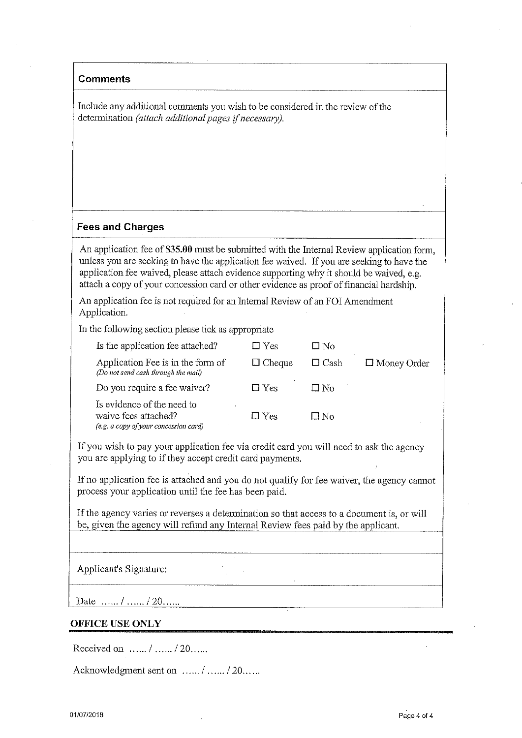## Comments

Include any additional comments you wish to be considered in the review of the determination *(attach additional pages if necessary).*

## Fees and Charges

An application fee of **$35.00** must be submitted with the Internal Review application form, unless you are seeking to have the application fee waived. If you are seeking to have the application fee waived, please attach evidence supporting why it should be waived, e.g. attach a copy of your concession card or other evidence as proof of financial hardship.

An application fee is not required for an Internal Review of an FOI Amendment Application.

In the following section please tick as appropriate

| | | | |
|---|---|---|---|
| Is the application fee attached? | ☐ Yes | ☐ No | |
| Application Fee is in the form of *(Do not send cash through the mail)* | ☐ Cheque | ☐ Cash | ☐ Money Order |
| Do you require a fee waiver? | ☐ Yes | ☐ No | |
| Is evidence of the need to waive fees attached? *(e.g. a copy of your concession card)* | ☐ Yes | ☐ No | |

If you wish to pay your application fee via credit card you will need to ask the agency you are applying to if they accept credit card payments.

If no application fee is attached and you do not qualify for fee waiver, the agency cannot process your application until the fee has been paid.

If the agency varies or reverses a determination so that access to a document is, or will be, given the agency will refund any Internal Review fees paid by the applicant.

Applicant's Signature:

Date ...... / ...... / 20......

**OFFICE USE ONLY**

Received on ...... / ...... / 20......

Acknowledgment sent on ...... / ...... / 20......

01/07/2018